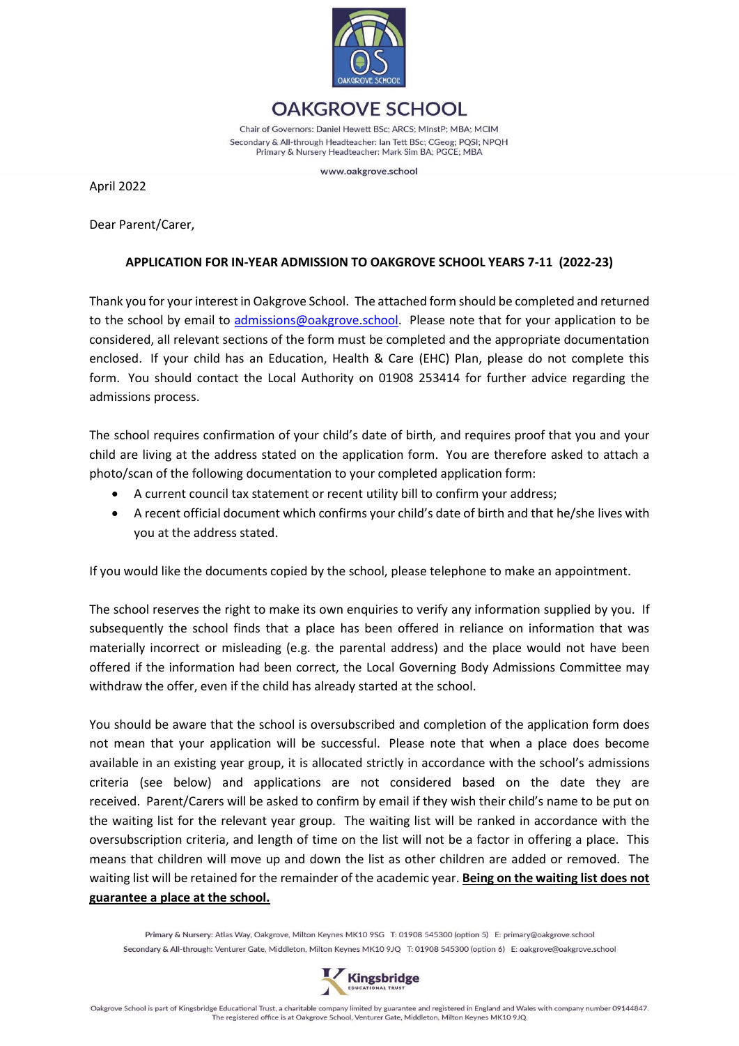# OAKGROVE SCHOOL

Chair of Governors: Daniel Hewett BSc; ARCS; MInstP; MBA; MCIM
Secondary & All-through Headteacher: Ian Tett BSc; CGeog; PQSI; NPQH
Primary & Nursery Headteacher: Mark Sim BA; PGCE; MBA

www.oakgrove.school

April 2022

Dear Parent/Carer,

**APPLICATION FOR IN-YEAR ADMISSION TO OAKGROVE SCHOOL YEARS 7-11 (2022-23)**

Thank you for your interest in Oakgrove School. The attached form should be completed and returned to the school by email to admissions@oakgrove.school. Please note that for your application to be considered, all relevant sections of the form must be completed and the appropriate documentation enclosed. If your child has an Education, Health & Care (EHC) Plan, please do not complete this form. You should contact the Local Authority on 01908 253414 for further advice regarding the admissions process.

The school requires confirmation of your child's date of birth, and requires proof that you and your child are living at the address stated on the application form. You are therefore asked to attach a photo/scan of the following documentation to your completed application form:

- A current council tax statement or recent utility bill to confirm your address;
- A recent official document which confirms your child's date of birth and that he/she lives with you at the address stated.

If you would like the documents copied by the school, please telephone to make an appointment.

The school reserves the right to make its own enquiries to verify any information supplied by you. If subsequently the school finds that a place has been offered in reliance on information that was materially incorrect or misleading (e.g. the parental address) and the place would not have been offered if the information had been correct, the Local Governing Body Admissions Committee may withdraw the offer, even if the child has already started at the school.

You should be aware that the school is oversubscribed and completion of the application form does not mean that your application will be successful. Please note that when a place does become available in an existing year group, it is allocated strictly in accordance with the school's admissions criteria (see below) and applications are not considered based on the date they are received. Parent/Carers will be asked to confirm by email if they wish their child's name to be put on the waiting list for the relevant year group. The waiting list will be ranked in accordance with the oversubscription criteria, and length of time on the list will not be a factor in offering a place. This means that children will move up and down the list as other children are added or removed. The waiting list will be retained for the remainder of the academic year. **Being on the waiting list does not guarantee a place at the school.**

**Primary & Nursery:** Atlas Way, Oakgrove, Milton Keynes MK10 9SG T: 01908 545300 (option 5) E: primary@oakgrove.school
**Secondary & All-through:** Venturer Gate, Middleton, Milton Keynes MK10 9JQ T: 01908 545300 (option 6) E: oakgrove@oakgrove.school

Kingsbridge Educational Trust

Oakgrove School is part of Kingsbridge Educational Trust, a charitable company limited by guarantee and registered in England and Wales with company number 09144847. The registered office is at Oakgrove School, Venturer Gate, Middleton, Milton Keynes MK10 9JQ.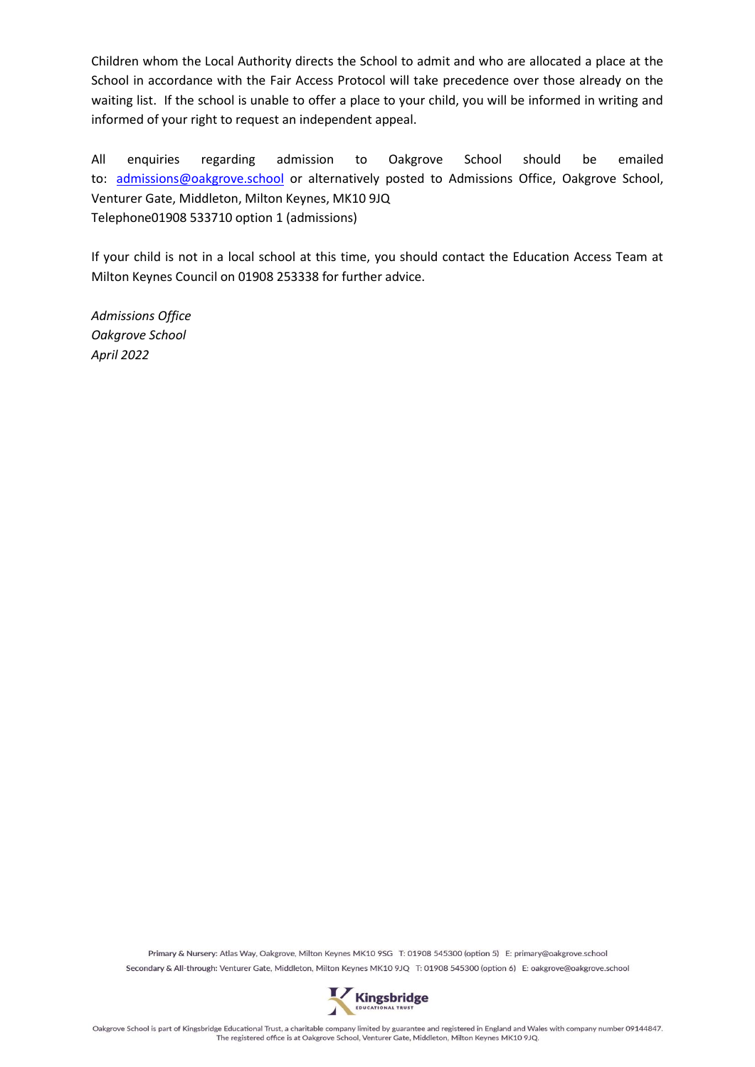Children whom the Local Authority directs the School to admit and who are allocated a place at the School in accordance with the Fair Access Protocol will take precedence over those already on the waiting list. If the school is unable to offer a place to your child, you will be informed in writing and informed of your right to request an independent appeal.

All enquiries regarding admission to Oakgrove School should be emailed to: admissions@oakgrove.school or alternatively posted to Admissions Office, Oakgrove School, Venturer Gate, Middleton, Milton Keynes, MK10 9JQ
Telephone01908 533710 option 1 (admissions)

If your child is not in a local school at this time, you should contact the Education Access Team at Milton Keynes Council on 01908 253338 for further advice.

*Admissions Office*
*Oakgrove School*
*April 2022*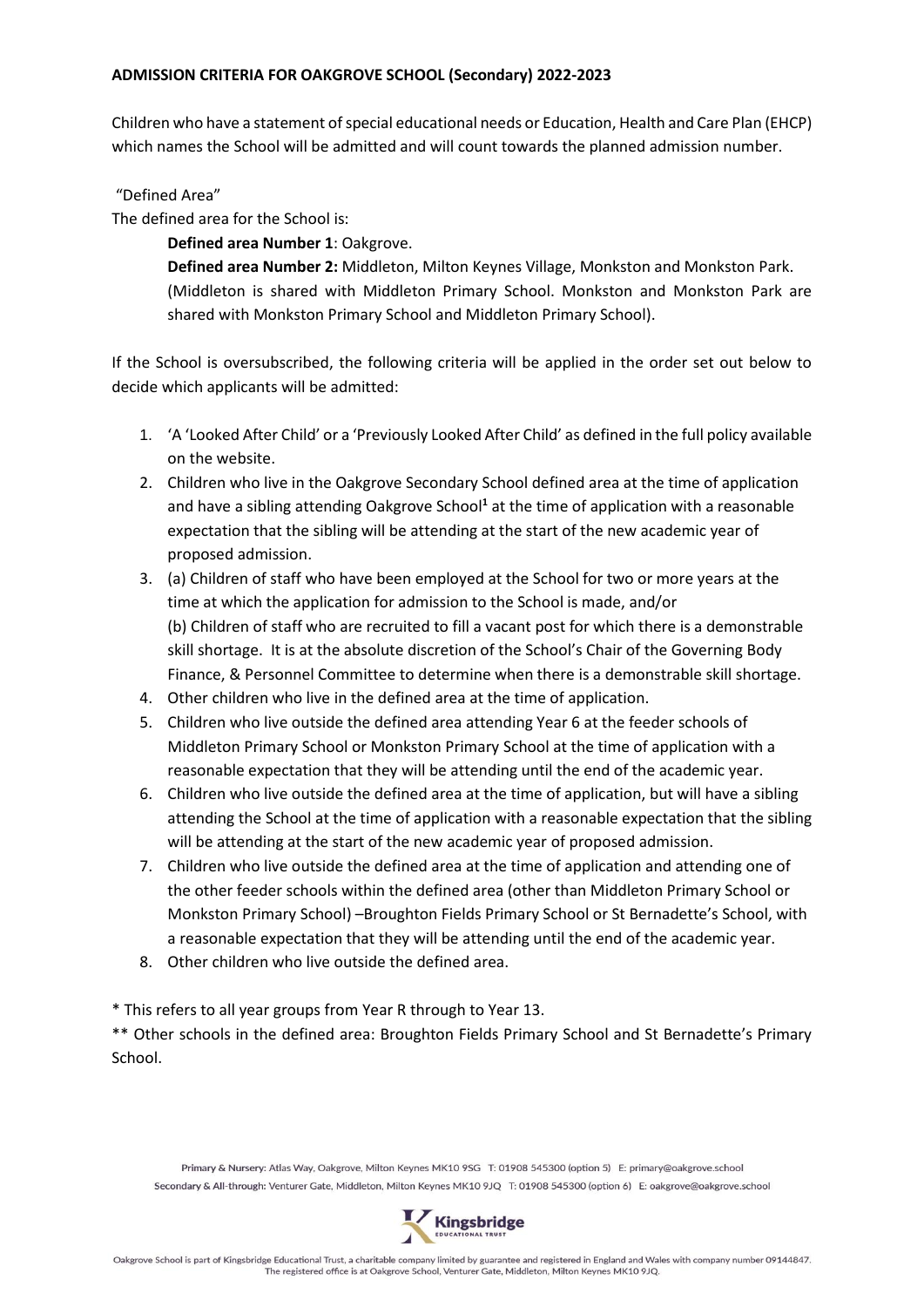**ADMISSION CRITERIA FOR OAKGROVE SCHOOL (Secondary) 2022-2023**

Children who have a statement of special educational needs or Education, Health and Care Plan (EHCP) which names the School will be admitted and will count towards the planned admission number.

"Defined Area"

The defined area for the School is:

**Defined area Number 1**: Oakgrove.

**Defined area Number 2:** Middleton, Milton Keynes Village, Monkston and Monkston Park. (Middleton is shared with Middleton Primary School. Monkston and Monkston Park are shared with Monkston Primary School and Middleton Primary School).

If the School is oversubscribed, the following criteria will be applied in the order set out below to decide which applicants will be admitted:

1. 'A 'Looked After Child' or a 'Previously Looked After Child' as defined in the full policy available on the website.
2. Children who live in the Oakgrove Secondary School defined area at the time of application and have a sibling attending Oakgrove School[1] at the time of application with a reasonable expectation that the sibling will be attending at the start of the new academic year of proposed admission.
3. (a) Children of staff who have been employed at the School for two or more years at the time at which the application for admission to the School is made, and/or
   (b) Children of staff who are recruited to fill a vacant post for which there is a demonstrable skill shortage. It is at the absolute discretion of the School's Chair of the Governing Body Finance, & Personnel Committee to determine when there is a demonstrable skill shortage.
4. Other children who live in the defined area at the time of application.
5. Children who live outside the defined area attending Year 6 at the feeder schools of Middleton Primary School or Monkston Primary School at the time of application with a reasonable expectation that they will be attending until the end of the academic year.
6. Children who live outside the defined area at the time of application, but will have a sibling attending the School at the time of application with a reasonable expectation that the sibling will be attending at the start of the new academic year of proposed admission.
7. Children who live outside the defined area at the time of application and attending one of the other feeder schools within the defined area (other than Middleton Primary School or Monkston Primary School) –Broughton Fields Primary School or St Bernadette's School, with a reasonable expectation that they will be attending until the end of the academic year.
8. Other children who live outside the defined area.

* This refers to all year groups from Year R through to Year 13.

** Other schools in the defined area: Broughton Fields Primary School and St Bernadette's Primary School.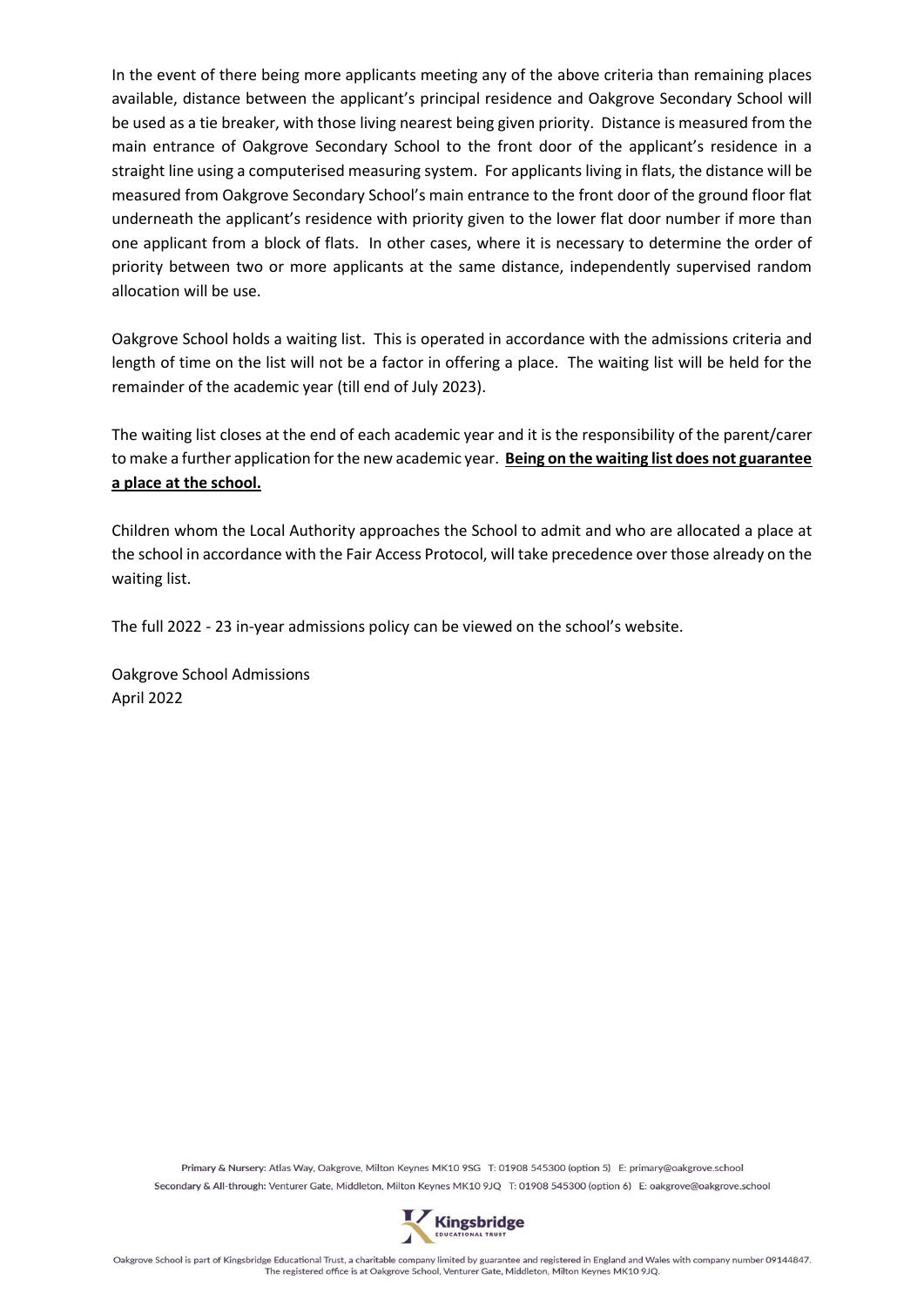In the event of there being more applicants meeting any of the above criteria than remaining places available, distance between the applicant's principal residence and Oakgrove Secondary School will be used as a tie breaker, with those living nearest being given priority. Distance is measured from the main entrance of Oakgrove Secondary School to the front door of the applicant's residence in a straight line using a computerised measuring system. For applicants living in flats, the distance will be measured from Oakgrove Secondary School's main entrance to the front door of the ground floor flat underneath the applicant's residence with priority given to the lower flat door number if more than one applicant from a block of flats. In other cases, where it is necessary to determine the order of priority between two or more applicants at the same distance, independently supervised random allocation will be use.

Oakgrove School holds a waiting list. This is operated in accordance with the admissions criteria and length of time on the list will not be a factor in offering a place. The waiting list will be held for the remainder of the academic year (till end of July 2023).

The waiting list closes at the end of each academic year and it is the responsibility of the parent/carer to make a further application for the new academic year. **Being on the waiting list does not guarantee a place at the school.**

Children whom the Local Authority approaches the School to admit and who are allocated a place at the school in accordance with the Fair Access Protocol, will take precedence over those already on the waiting list.

The full 2022 - 23 in-year admissions policy can be viewed on the school's website.

Oakgrove School Admissions
April 2022

Primary & Nursery: Atlas Way, Oakgrove, Milton Keynes MK10 9SG T: 01908 545300 (option 5) E: primary@oakgrove.school
Secondary & All-through: Venturer Gate, Middleton, Milton Keynes MK10 9JQ T: 01908 545300 (option 6) E: oakgrove@oakgrove.school

Kingsbridge Educational Trust

Oakgrove School is part of Kingsbridge Educational Trust, a charitable company limited by guarantee and registered in England and Wales with company number 09144847. The registered office is at Oakgrove School, Venturer Gate, Middleton, Milton Keynes MK10 9JQ.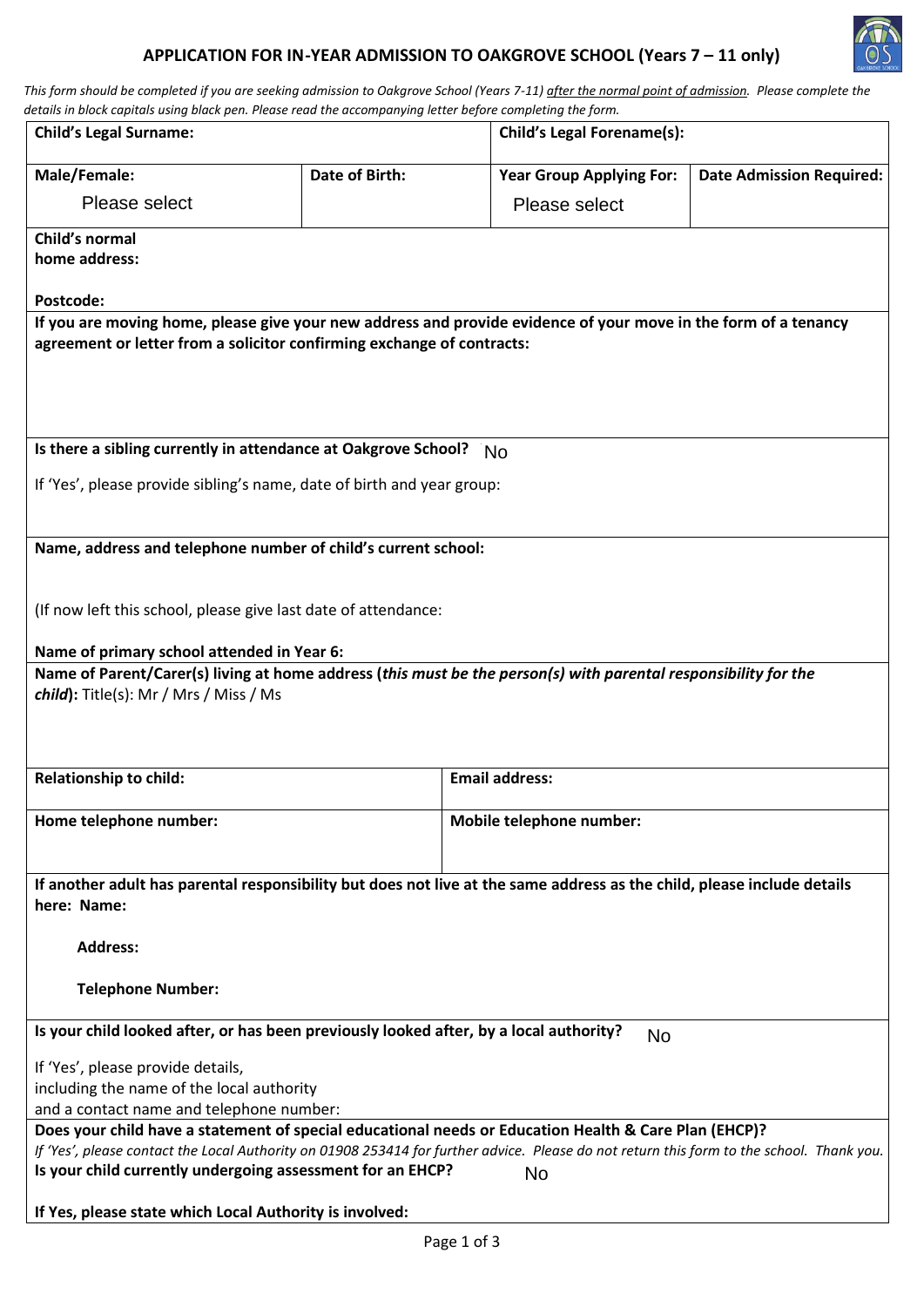## APPLICATION FOR IN-YEAR ADMISSION TO OAKGROVE SCHOOL (Years 7 – 11 only)

*This form should be completed if you are seeking admission to Oakgrove School (Years 7-11) after the normal point of admission. Please complete the details in block capitals using black pen. Please read the accompanying letter before completing the form.*

| **Child's Legal Surname:** | | **Child's Legal Forename(s):** | |
|---|---|---|---|
| **Male/Female:** Please select | **Date of Birth:** | **Year Group Applying For:** Please select | **Date Admission Required:** |

**Child's normal home address:**

**Postcode:**

**If you are moving home, please give your new address and provide evidence of your move in the form of a tenancy agreement or letter from a solicitor confirming exchange of contracts:**

**Is there a sibling currently in attendance at Oakgrove School?** No

If 'Yes', please provide sibling's name, date of birth and year group:

**Name, address and telephone number of child's current school:**

(If now left this school, please give last date of attendance:

**Name of primary school attended in Year 6:**

**Name of Parent/Carer(s) living at home address (*this must be the person(s) with parental responsibility for the child*):** Title(s): Mr / Mrs / Miss / Ms

| **Relationship to child:** | **Email address:** |
|---|---|
| **Home telephone number:** | **Mobile telephone number:** |

**If another adult has parental responsibility but does not live at the same address as the child, please include details here: Name:**

**Address:**

**Telephone Number:**

**Is your child looked after, or has been previously looked after, by a local authority?** No

If 'Yes', please provide details, including the name of the local authority and a contact name and telephone number:

**Does your child have a statement of special educational needs or Education Health & Care Plan (EHCP)?**

*If 'Yes', please contact the Local Authority on 01908 253414 for further advice. Please do not return this form to the school. Thank you.*

**Is your child currently undergoing assessment for an EHCP?** No

**If Yes, please state which Local Authority is involved:**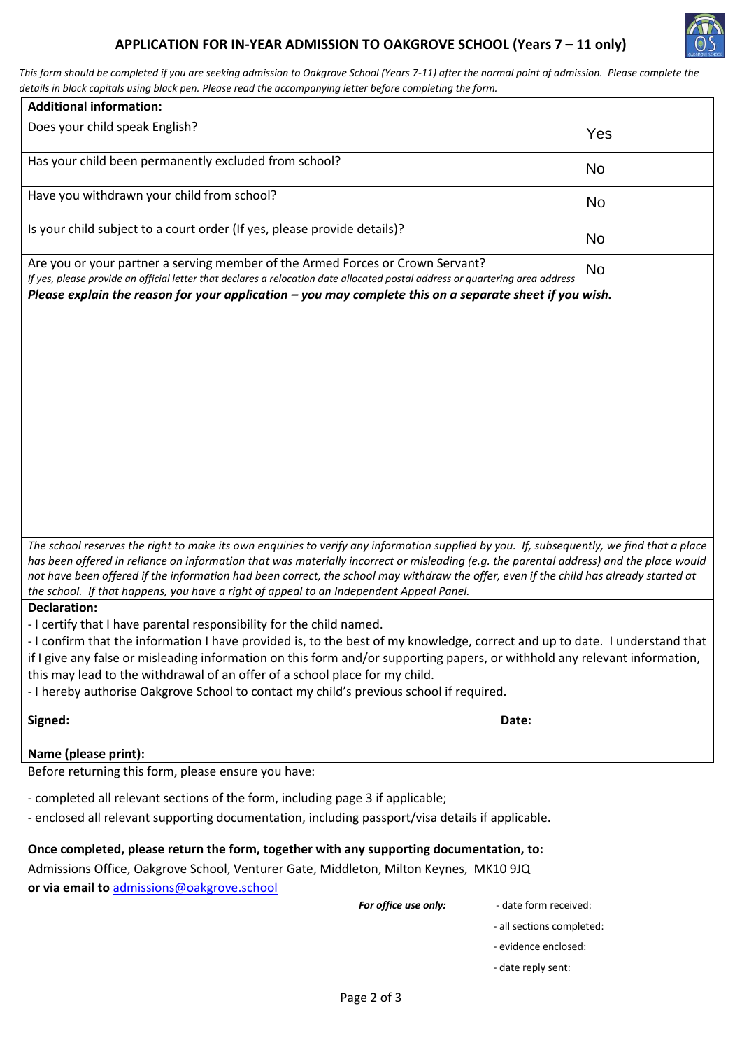## APPLICATION FOR IN-YEAR ADMISSION TO OAKGROVE SCHOOL (Years 7 – 11 only)

*This form should be completed if you are seeking admission to Oakgrove School (Years 7-11) after the normal point of admission. Please complete the details in block capitals using black pen. Please read the accompanying letter before completing the form.*

| **Additional information:** | |
|---|---|
| Does your child speak English? | Yes |
| Has your child been permanently excluded from school? | No |
| Have you withdrawn your child from school? | No |
| Is your child subject to a court order (If yes, please provide details)? | No |
| Are you or your partner a serving member of the Armed Forces or Crown Servant? *If yes, please provide an official letter that declares a relocation date allocated postal address or quartering area address* | No |

***Please explain the reason for your application – you may complete this on a separate sheet if you wish.***

*The school reserves the right to make its own enquiries to verify any information supplied by you. If, subsequently, we find that a place has been offered in reliance on information that was materially incorrect or misleading (e.g. the parental address) and the place would not have been offered if the information had been correct, the school may withdraw the offer, even if the child has already started at the school. If that happens, you have a right of appeal to an Independent Appeal Panel.*

**Declaration:**

- I certify that I have parental responsibility for the child named.
- I confirm that the information I have provided is, to the best of my knowledge, correct and up to date. I understand that if I give any false or misleading information on this form and/or supporting papers, or withhold any relevant information, this may lead to the withdrawal of an offer of a school place for my child.
- I hereby authorise Oakgrove School to contact my child's previous school if required.

**Signed:** **Date:**

**Name (please print):**

Before returning this form, please ensure you have:

- completed all relevant sections of the form, including page 3 if applicable;
- enclosed all relevant supporting documentation, including passport/visa details if applicable.

**Once completed, please return the form, together with any supporting documentation, to:**
Admissions Office, Oakgrove School, Venturer Gate, Middleton, Milton Keynes, MK10 9JQ
**or via email to** admissions@oakgrove.school

***For office use only:***
- date form received:
- all sections completed:
- evidence enclosed:
- date reply sent: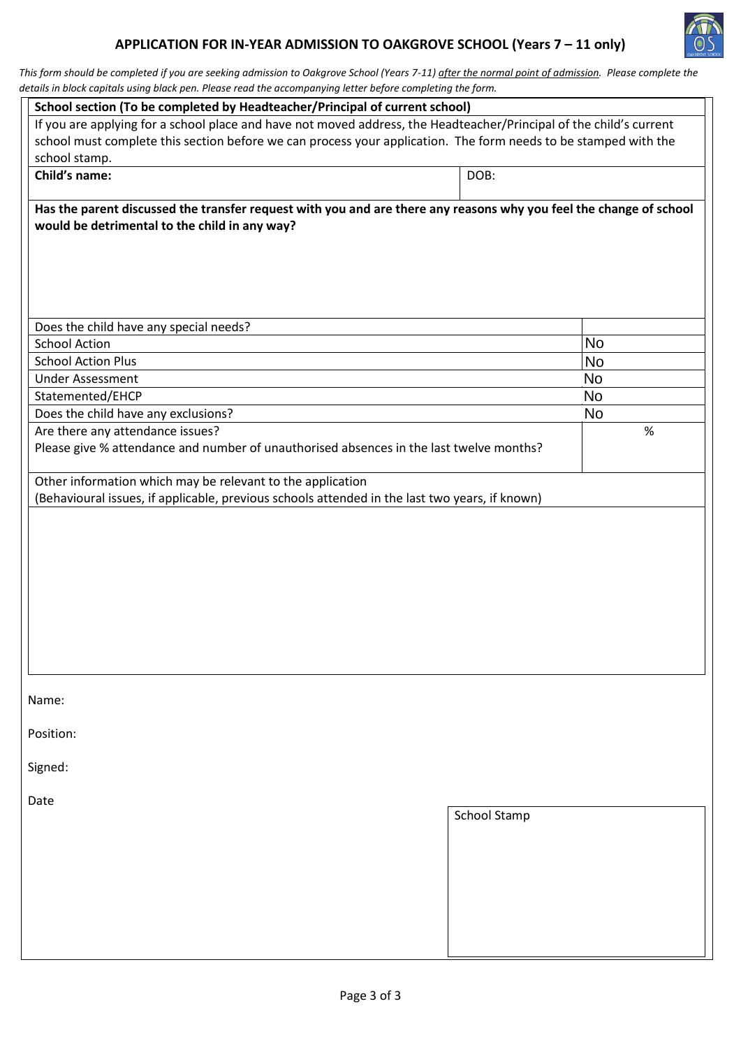## APPLICATION FOR IN-YEAR ADMISSION TO OAKGROVE SCHOOL (Years 7 – 11 only)

*This form should be completed if you are seeking admission to Oakgrove School (Years 7-11) after the normal point of admission. Please complete the details in block capitals using black pen. Please read the accompanying letter before completing the form.*

**School section (To be completed by Headteacher/Principal of current school)**

If you are applying for a school place and have not moved address, the Headteacher/Principal of the child's current school must complete this section before we can process your application. The form needs to be stamped with the school stamp.

| | |
|---|---|
| **Child's name:** | DOB: |

**Has the parent discussed the transfer request with you and are there any reasons why you feel the change of school would be detrimental to the child in any way?**

| | |
|---|---|
| Does the child have any special needs? | |
| School Action | No |
| School Action Plus | No |
| Under Assessment | No |
| Statemented/EHCP | No |
| Does the child have any exclusions? | No |
| Are there any attendance issues? Please give % attendance and number of unauthorised absences in the last twelve months? | % |

Other information which may be relevant to the application
(Behavioural issues, if applicable, previous schools attended in the last two years, if known)

Name:

Position:

Signed:

Date

School Stamp